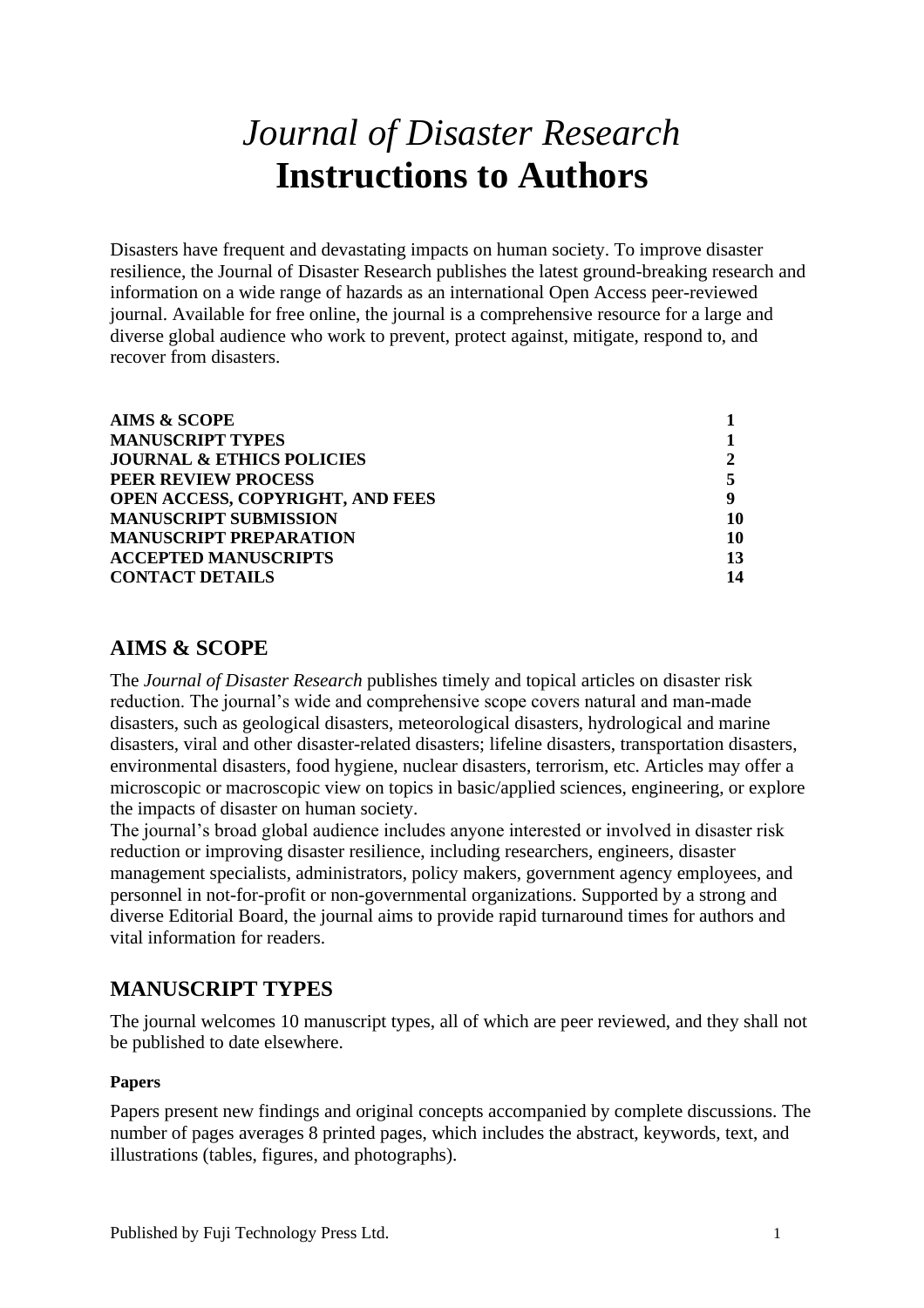# *Journal of Disaster Research*
# **Instructions to Authors**

Disasters have frequent and devastating impacts on human society. To improve disaster resilience, the Journal of Disaster Research publishes the latest ground-breaking research and information on a wide range of hazards as an international Open Access peer-reviewed journal. Available for free online, the journal is a comprehensive resource for a large and diverse global audience who work to prevent, protect against, mitigate, respond to, and recover from disasters.

| | |
|---|---|
| **AIMS & SCOPE** | **1** |
| **MANUSCRIPT TYPES** | **1** |
| **JOURNAL & ETHICS POLICIES** | **2** |
| **PEER REVIEW PROCESS** | **5** |
| **OPEN ACCESS, COPYRIGHT, AND FEES** | **9** |
| **MANUSCRIPT SUBMISSION** | **10** |
| **MANUSCRIPT PREPARATION** | **10** |
| **ACCEPTED MANUSCRIPTS** | **13** |
| **CONTACT DETAILS** | **14** |

## AIMS & SCOPE

The *Journal of Disaster Research* publishes timely and topical articles on disaster risk reduction. The journal's wide and comprehensive scope covers natural and man-made disasters, such as geological disasters, meteorological disasters, hydrological and marine disasters, viral and other disaster-related disasters; lifeline disasters, transportation disasters, environmental disasters, food hygiene, nuclear disasters, terrorism, etc. Articles may offer a microscopic or macroscopic view on topics in basic/applied sciences, engineering, or explore the impacts of disaster on human society.

The journal's broad global audience includes anyone interested or involved in disaster risk reduction or improving disaster resilience, including researchers, engineers, disaster management specialists, administrators, policy makers, government agency employees, and personnel in not-for-profit or non-governmental organizations. Supported by a strong and diverse Editorial Board, the journal aims to provide rapid turnaround times for authors and vital information for readers.

## MANUSCRIPT TYPES

The journal welcomes 10 manuscript types, all of which are peer reviewed, and they shall not be published to date elsewhere.

#### Papers

Papers present new findings and original concepts accompanied by complete discussions. The number of pages averages 8 printed pages, which includes the abstract, keywords, text, and illustrations (tables, figures, and photographs).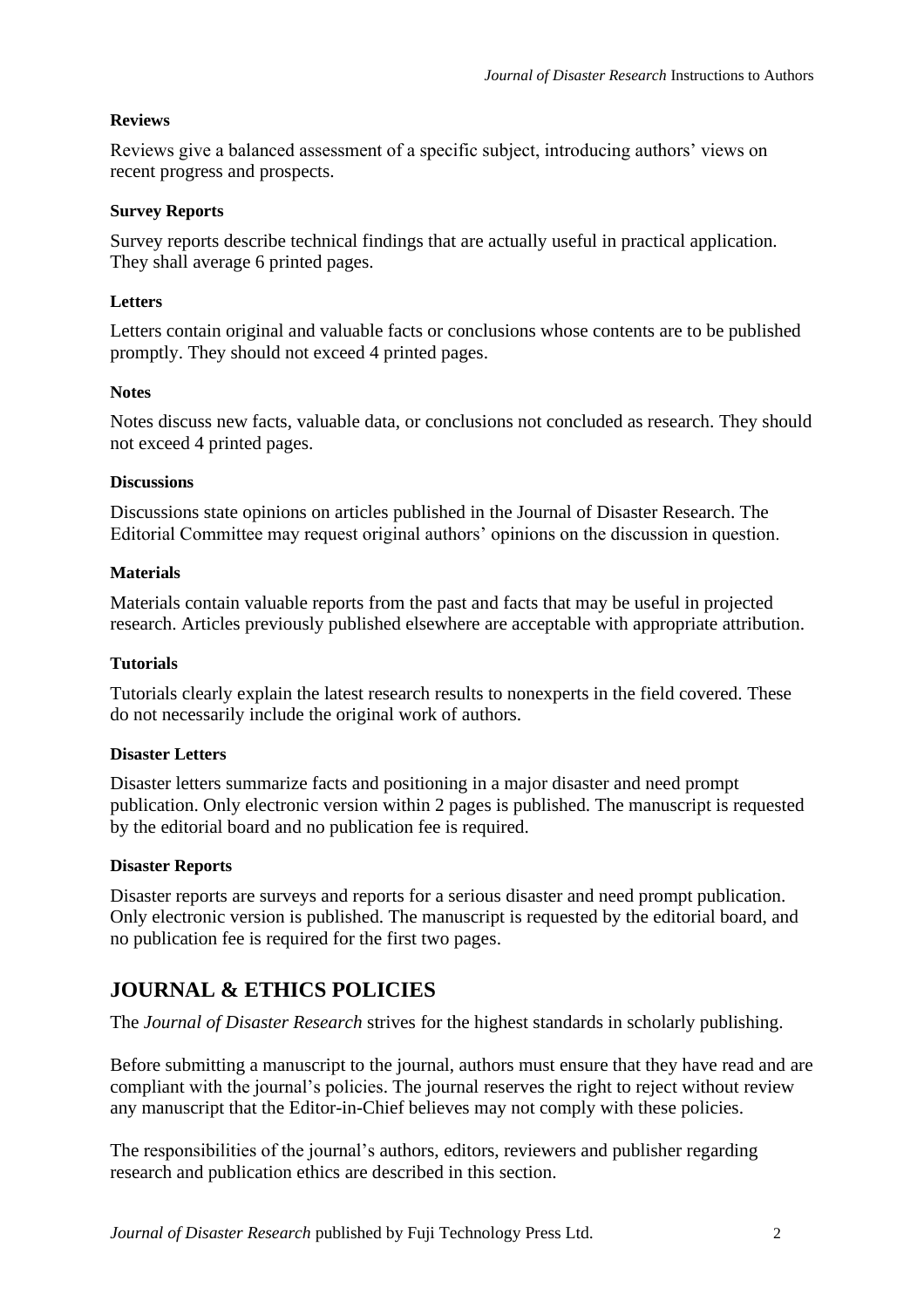**Reviews**

Reviews give a balanced assessment of a specific subject, introducing authors' views on recent progress and prospects.

**Survey Reports**

Survey reports describe technical findings that are actually useful in practical application. They shall average 6 printed pages.

**Letters**

Letters contain original and valuable facts or conclusions whose contents are to be published promptly. They should not exceed 4 printed pages.

**Notes**

Notes discuss new facts, valuable data, or conclusions not concluded as research. They should not exceed 4 printed pages.

**Discussions**

Discussions state opinions on articles published in the Journal of Disaster Research. The Editorial Committee may request original authors' opinions on the discussion in question.

**Materials**

Materials contain valuable reports from the past and facts that may be useful in projected research. Articles previously published elsewhere are acceptable with appropriate attribution.

**Tutorials**

Tutorials clearly explain the latest research results to nonexperts in the field covered. These do not necessarily include the original work of authors.

**Disaster Letters**

Disaster letters summarize facts and positioning in a major disaster and need prompt publication. Only electronic version within 2 pages is published. The manuscript is requested by the editorial board and no publication fee is required.

**Disaster Reports**

Disaster reports are surveys and reports for a serious disaster and need prompt publication. Only electronic version is published. The manuscript is requested by the editorial board, and no publication fee is required for the first two pages.

## JOURNAL & ETHICS POLICIES

The *Journal of Disaster Research* strives for the highest standards in scholarly publishing.

Before submitting a manuscript to the journal, authors must ensure that they have read and are compliant with the journal's policies. The journal reserves the right to reject without review any manuscript that the Editor-in-Chief believes may not comply with these policies.

The responsibilities of the journal's authors, editors, reviewers and publisher regarding research and publication ethics are described in this section.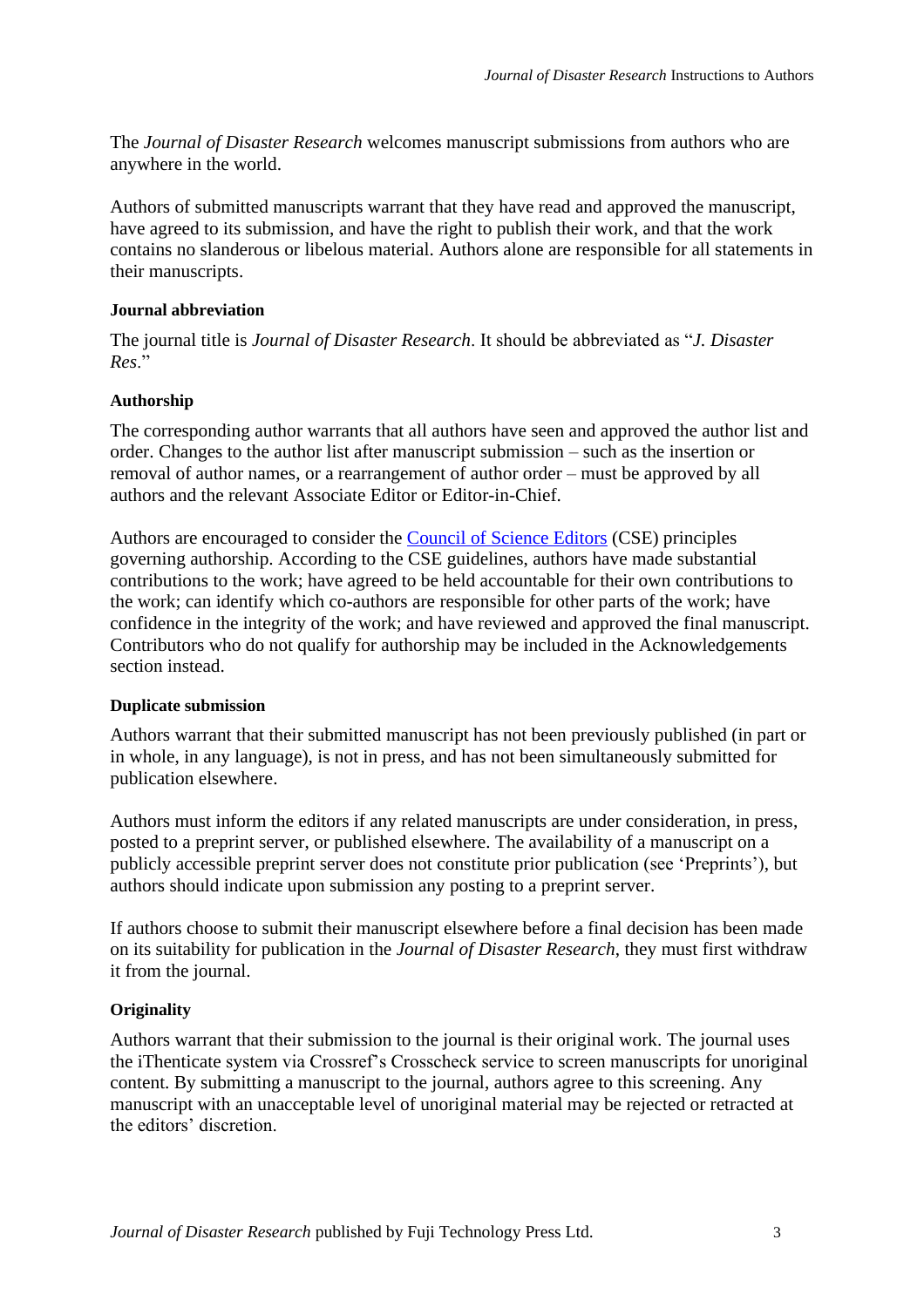The *Journal of Disaster Research* welcomes manuscript submissions from authors who are anywhere in the world.

Authors of submitted manuscripts warrant that they have read and approved the manuscript, have agreed to its submission, and have the right to publish their work, and that the work contains no slanderous or libelous material. Authors alone are responsible for all statements in their manuscripts.

### Journal abbreviation

The journal title is *Journal of Disaster Research*. It should be abbreviated as "*J. Disaster Res*."

### Authorship

The corresponding author warrants that all authors have seen and approved the author list and order. Changes to the author list after manuscript submission – such as the insertion or removal of author names, or a rearrangement of author order – must be approved by all authors and the relevant Associate Editor or Editor-in-Chief.

Authors are encouraged to consider the Council of Science Editors (CSE) principles governing authorship. According to the CSE guidelines, authors have made substantial contributions to the work; have agreed to be held accountable for their own contributions to the work; can identify which co-authors are responsible for other parts of the work; have confidence in the integrity of the work; and have reviewed and approved the final manuscript. Contributors who do not qualify for authorship may be included in the Acknowledgements section instead.

### Duplicate submission

Authors warrant that their submitted manuscript has not been previously published (in part or in whole, in any language), is not in press, and has not been simultaneously submitted for publication elsewhere.

Authors must inform the editors if any related manuscripts are under consideration, in press, posted to a preprint server, or published elsewhere. The availability of a manuscript on a publicly accessible preprint server does not constitute prior publication (see 'Preprints'), but authors should indicate upon submission any posting to a preprint server.

If authors choose to submit their manuscript elsewhere before a final decision has been made on its suitability for publication in the *Journal of Disaster Research*, they must first withdraw it from the journal.

### Originality

Authors warrant that their submission to the journal is their original work. The journal uses the iThenticate system via Crossref's Crosscheck service to screen manuscripts for unoriginal content. By submitting a manuscript to the journal, authors agree to this screening. Any manuscript with an unacceptable level of unoriginal material may be rejected or retracted at the editors' discretion.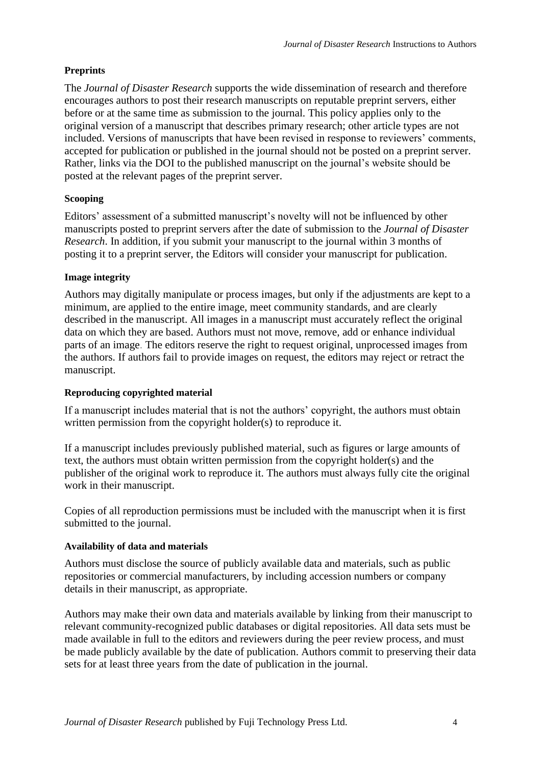**Preprints**

The *Journal of Disaster Research* supports the wide dissemination of research and therefore encourages authors to post their research manuscripts on reputable preprint servers, either before or at the same time as submission to the journal. This policy applies only to the original version of a manuscript that describes primary research; other article types are not included. Versions of manuscripts that have been revised in response to reviewers' comments, accepted for publication or published in the journal should not be posted on a preprint server. Rather, links via the DOI to the published manuscript on the journal's website should be posted at the relevant pages of the preprint server.

**Scooping**

Editors' assessment of a submitted manuscript's novelty will not be influenced by other manuscripts posted to preprint servers after the date of submission to the *Journal of Disaster Research*. In addition, if you submit your manuscript to the journal within 3 months of posting it to a preprint server, the Editors will consider your manuscript for publication.

**Image integrity**

Authors may digitally manipulate or process images, but only if the adjustments are kept to a minimum, are applied to the entire image, meet community standards, and are clearly described in the manuscript. All images in a manuscript must accurately reflect the original data on which they are based. Authors must not move, remove, add or enhance individual parts of an image. The editors reserve the right to request original, unprocessed images from the authors. If authors fail to provide images on request, the editors may reject or retract the manuscript.

**Reproducing copyrighted material**

If a manuscript includes material that is not the authors' copyright, the authors must obtain written permission from the copyright holder(s) to reproduce it.

If a manuscript includes previously published material, such as figures or large amounts of text, the authors must obtain written permission from the copyright holder(s) and the publisher of the original work to reproduce it. The authors must always fully cite the original work in their manuscript.

Copies of all reproduction permissions must be included with the manuscript when it is first submitted to the journal.

**Availability of data and materials**

Authors must disclose the source of publicly available data and materials, such as public repositories or commercial manufacturers, by including accession numbers or company details in their manuscript, as appropriate.

Authors may make their own data and materials available by linking from their manuscript to relevant community-recognized public databases or digital repositories. All data sets must be made available in full to the editors and reviewers during the peer review process, and must be made publicly available by the date of publication. Authors commit to preserving their data sets for at least three years from the date of publication in the journal.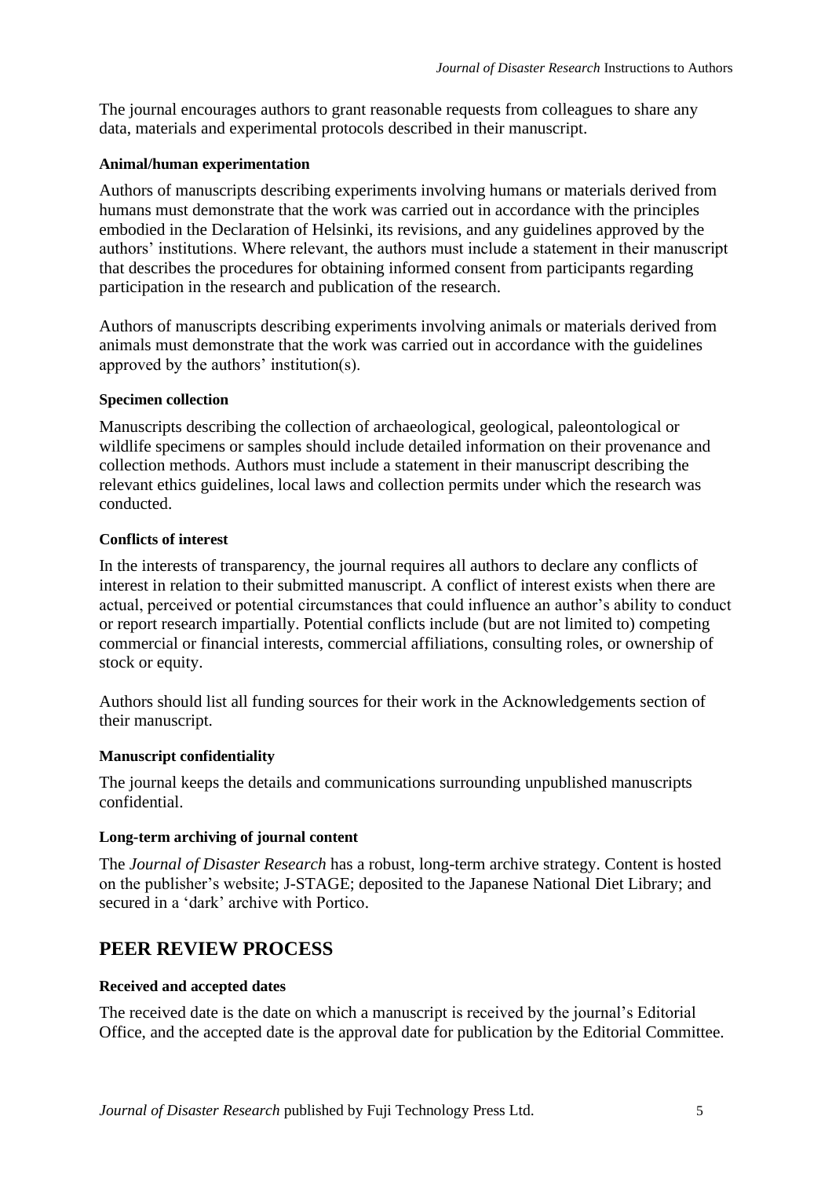The journal encourages authors to grant reasonable requests from colleagues to share any data, materials and experimental protocols described in their manuscript.

#### Animal/human experimentation

Authors of manuscripts describing experiments involving humans or materials derived from humans must demonstrate that the work was carried out in accordance with the principles embodied in the Declaration of Helsinki, its revisions, and any guidelines approved by the authors' institutions. Where relevant, the authors must include a statement in their manuscript that describes the procedures for obtaining informed consent from participants regarding participation in the research and publication of the research.

Authors of manuscripts describing experiments involving animals or materials derived from animals must demonstrate that the work was carried out in accordance with the guidelines approved by the authors' institution(s).

#### Specimen collection

Manuscripts describing the collection of archaeological, geological, paleontological or wildlife specimens or samples should include detailed information on their provenance and collection methods. Authors must include a statement in their manuscript describing the relevant ethics guidelines, local laws and collection permits under which the research was conducted.

#### Conflicts of interest

In the interests of transparency, the journal requires all authors to declare any conflicts of interest in relation to their submitted manuscript. A conflict of interest exists when there are actual, perceived or potential circumstances that could influence an author's ability to conduct or report research impartially. Potential conflicts include (but are not limited to) competing commercial or financial interests, commercial affiliations, consulting roles, or ownership of stock or equity.

Authors should list all funding sources for their work in the Acknowledgements section of their manuscript.

#### Manuscript confidentiality

The journal keeps the details and communications surrounding unpublished manuscripts confidential.

#### Long-term archiving of journal content

The *Journal of Disaster Research* has a robust, long-term archive strategy. Content is hosted on the publisher's website; J-STAGE; deposited to the Japanese National Diet Library; and secured in a 'dark' archive with Portico.

## PEER REVIEW PROCESS

#### Received and accepted dates

The received date is the date on which a manuscript is received by the journal's Editorial Office, and the accepted date is the approval date for publication by the Editorial Committee.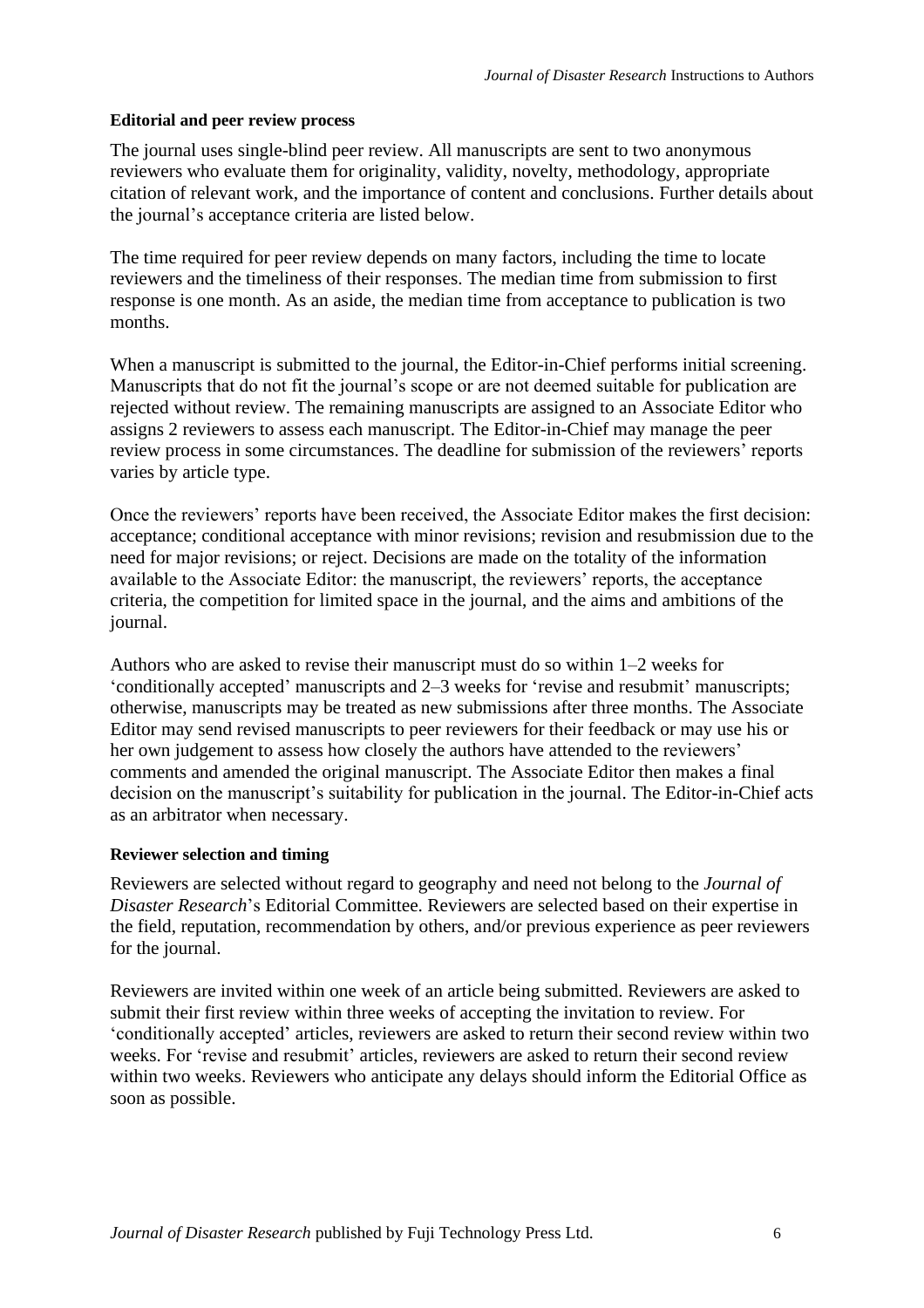**Editorial and peer review process**

The journal uses single-blind peer review. All manuscripts are sent to two anonymous reviewers who evaluate them for originality, validity, novelty, methodology, appropriate citation of relevant work, and the importance of content and conclusions. Further details about the journal's acceptance criteria are listed below.

The time required for peer review depends on many factors, including the time to locate reviewers and the timeliness of their responses. The median time from submission to first response is one month. As an aside, the median time from acceptance to publication is two months.

When a manuscript is submitted to the journal, the Editor-in-Chief performs initial screening. Manuscripts that do not fit the journal's scope or are not deemed suitable for publication are rejected without review. The remaining manuscripts are assigned to an Associate Editor who assigns 2 reviewers to assess each manuscript. The Editor-in-Chief may manage the peer review process in some circumstances. The deadline for submission of the reviewers' reports varies by article type.

Once the reviewers' reports have been received, the Associate Editor makes the first decision: acceptance; conditional acceptance with minor revisions; revision and resubmission due to the need for major revisions; or reject. Decisions are made on the totality of the information available to the Associate Editor: the manuscript, the reviewers' reports, the acceptance criteria, the competition for limited space in the journal, and the aims and ambitions of the journal.

Authors who are asked to revise their manuscript must do so within 1–2 weeks for 'conditionally accepted' manuscripts and 2–3 weeks for 'revise and resubmit' manuscripts; otherwise, manuscripts may be treated as new submissions after three months. The Associate Editor may send revised manuscripts to peer reviewers for their feedback or may use his or her own judgement to assess how closely the authors have attended to the reviewers' comments and amended the original manuscript. The Associate Editor then makes a final decision on the manuscript's suitability for publication in the journal. The Editor-in-Chief acts as an arbitrator when necessary.

**Reviewer selection and timing**

Reviewers are selected without regard to geography and need not belong to the *Journal of Disaster Research*'s Editorial Committee. Reviewers are selected based on their expertise in the field, reputation, recommendation by others, and/or previous experience as peer reviewers for the journal.

Reviewers are invited within one week of an article being submitted. Reviewers are asked to submit their first review within three weeks of accepting the invitation to review. For 'conditionally accepted' articles, reviewers are asked to return their second review within two weeks. For 'revise and resubmit' articles, reviewers are asked to return their second review within two weeks. Reviewers who anticipate any delays should inform the Editorial Office as soon as possible.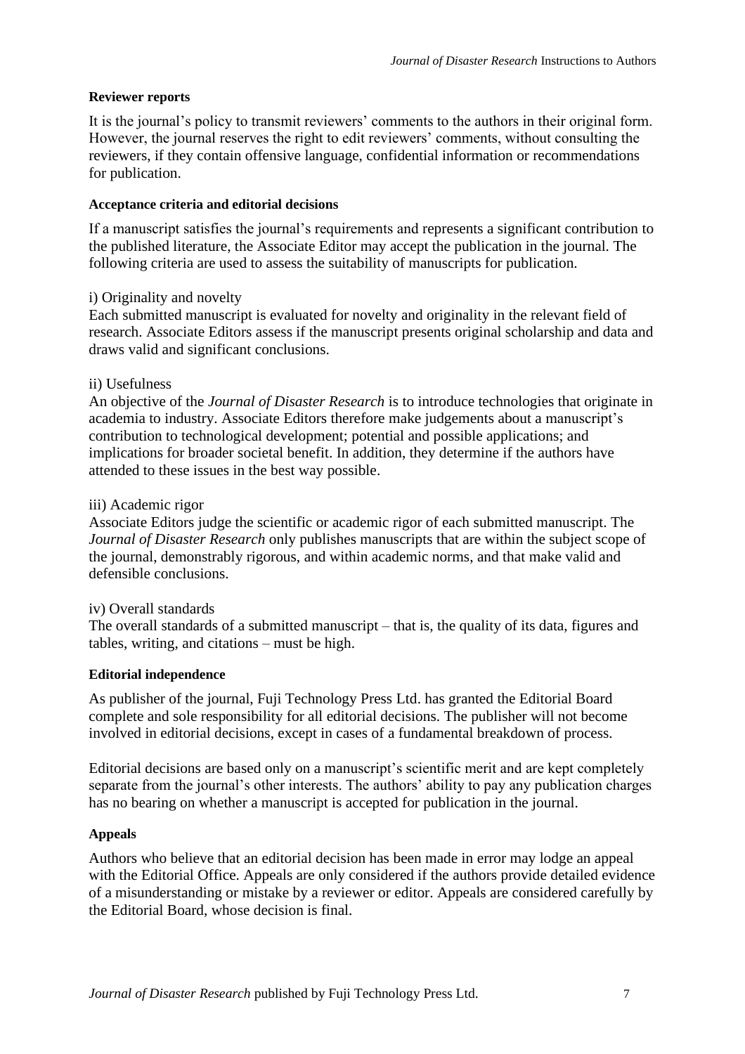**Reviewer reports**

It is the journal's policy to transmit reviewers' comments to the authors in their original form. However, the journal reserves the right to edit reviewers' comments, without consulting the reviewers, if they contain offensive language, confidential information or recommendations for publication.

**Acceptance criteria and editorial decisions**

If a manuscript satisfies the journal's requirements and represents a significant contribution to the published literature, the Associate Editor may accept the publication in the journal. The following criteria are used to assess the suitability of manuscripts for publication.

i) Originality and novelty
Each submitted manuscript is evaluated for novelty and originality in the relevant field of research. Associate Editors assess if the manuscript presents original scholarship and data and draws valid and significant conclusions.

ii) Usefulness
An objective of the *Journal of Disaster Research* is to introduce technologies that originate in academia to industry. Associate Editors therefore make judgements about a manuscript's contribution to technological development; potential and possible applications; and implications for broader societal benefit. In addition, they determine if the authors have attended to these issues in the best way possible.

iii) Academic rigor
Associate Editors judge the scientific or academic rigor of each submitted manuscript. The *Journal of Disaster Research* only publishes manuscripts that are within the subject scope of the journal, demonstrably rigorous, and within academic norms, and that make valid and defensible conclusions.

iv) Overall standards
The overall standards of a submitted manuscript – that is, the quality of its data, figures and tables, writing, and citations – must be high.

**Editorial independence**

As publisher of the journal, Fuji Technology Press Ltd. has granted the Editorial Board complete and sole responsibility for all editorial decisions. The publisher will not become involved in editorial decisions, except in cases of a fundamental breakdown of process.

Editorial decisions are based only on a manuscript's scientific merit and are kept completely separate from the journal's other interests. The authors' ability to pay any publication charges has no bearing on whether a manuscript is accepted for publication in the journal.

**Appeals**

Authors who believe that an editorial decision has been made in error may lodge an appeal with the Editorial Office. Appeals are only considered if the authors provide detailed evidence of a misunderstanding or mistake by a reviewer or editor. Appeals are considered carefully by the Editorial Board, whose decision is final.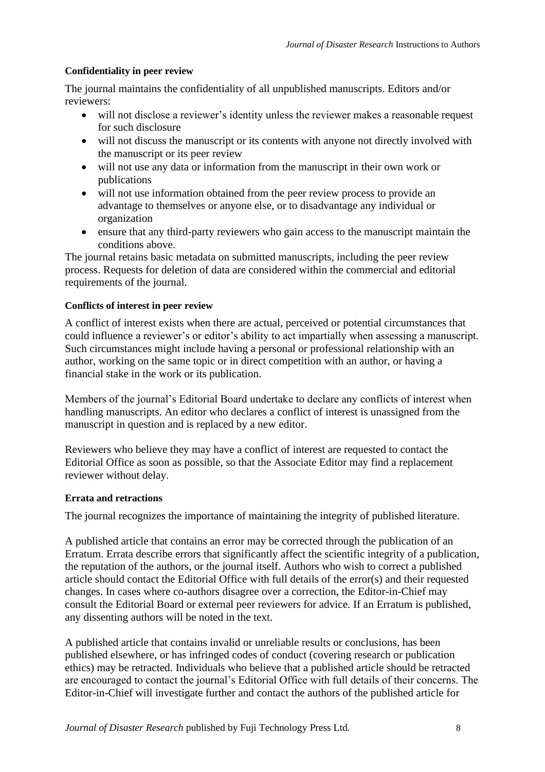**Confidentiality in peer review**

The journal maintains the confidentiality of all unpublished manuscripts. Editors and/or reviewers:

- will not disclose a reviewer's identity unless the reviewer makes a reasonable request for such disclosure
- will not discuss the manuscript or its contents with anyone not directly involved with the manuscript or its peer review
- will not use any data or information from the manuscript in their own work or publications
- will not use information obtained from the peer review process to provide an advantage to themselves or anyone else, or to disadvantage any individual or organization
- ensure that any third-party reviewers who gain access to the manuscript maintain the conditions above.

The journal retains basic metadata on submitted manuscripts, including the peer review process. Requests for deletion of data are considered within the commercial and editorial requirements of the journal.

**Conflicts of interest in peer review**

A conflict of interest exists when there are actual, perceived or potential circumstances that could influence a reviewer's or editor's ability to act impartially when assessing a manuscript. Such circumstances might include having a personal or professional relationship with an author, working on the same topic or in direct competition with an author, or having a financial stake in the work or its publication.

Members of the journal's Editorial Board undertake to declare any conflicts of interest when handling manuscripts. An editor who declares a conflict of interest is unassigned from the manuscript in question and is replaced by a new editor.

Reviewers who believe they may have a conflict of interest are requested to contact the Editorial Office as soon as possible, so that the Associate Editor may find a replacement reviewer without delay.

**Errata and retractions**

The journal recognizes the importance of maintaining the integrity of published literature.

A published article that contains an error may be corrected through the publication of an Erratum. Errata describe errors that significantly affect the scientific integrity of a publication, the reputation of the authors, or the journal itself. Authors who wish to correct a published article should contact the Editorial Office with full details of the error(s) and their requested changes. In cases where co-authors disagree over a correction, the Editor-in-Chief may consult the Editorial Board or external peer reviewers for advice. If an Erratum is published, any dissenting authors will be noted in the text.

A published article that contains invalid or unreliable results or conclusions, has been published elsewhere, or has infringed codes of conduct (covering research or publication ethics) may be retracted. Individuals who believe that a published article should be retracted are encouraged to contact the journal's Editorial Office with full details of their concerns. The Editor-in-Chief will investigate further and contact the authors of the published article for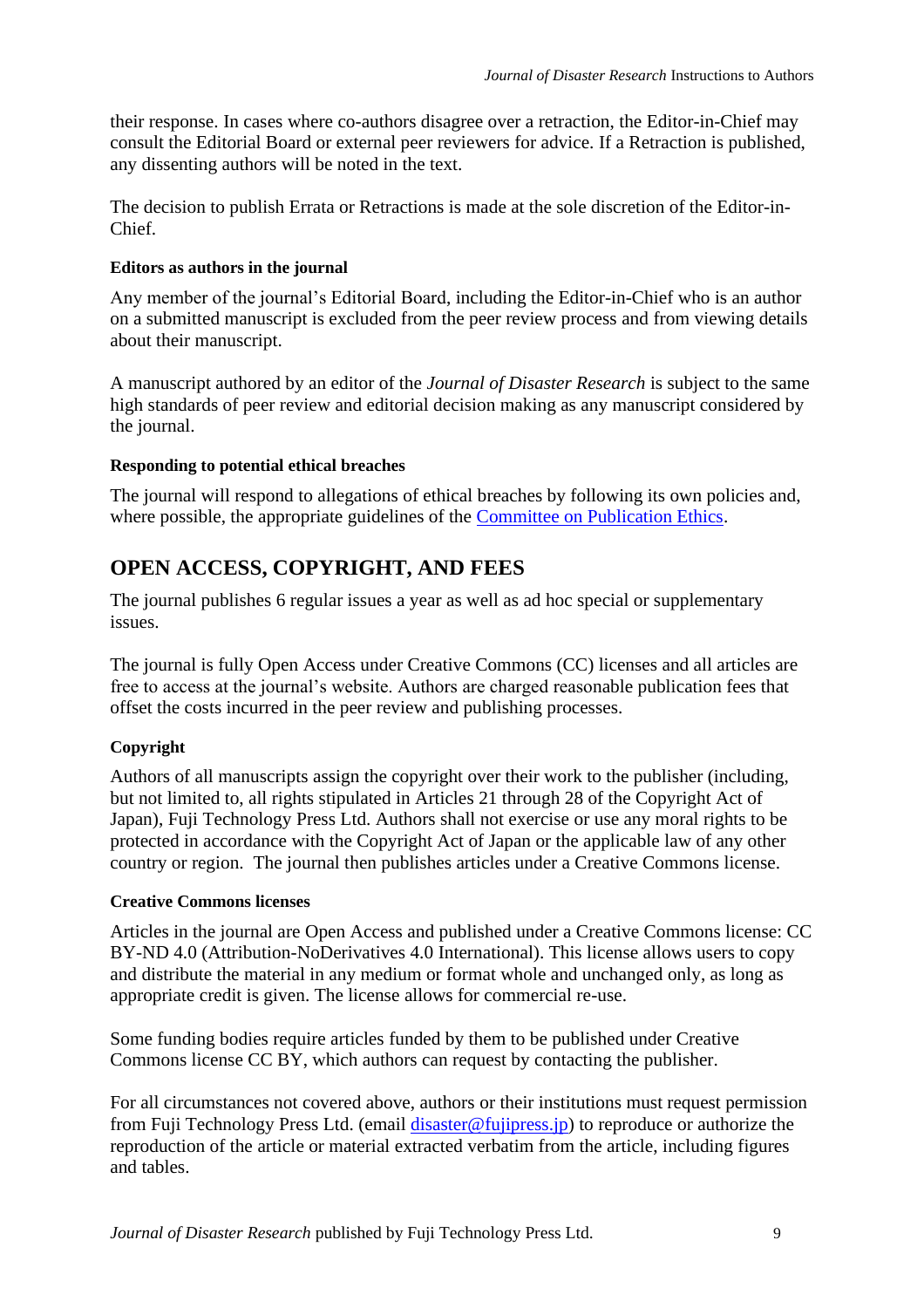their response. In cases where co-authors disagree over a retraction, the Editor-in-Chief may consult the Editorial Board or external peer reviewers for advice. If a Retraction is published, any dissenting authors will be noted in the text.

The decision to publish Errata or Retractions is made at the sole discretion of the Editor-in-Chief.

#### Editors as authors in the journal

Any member of the journal's Editorial Board, including the Editor-in-Chief who is an author on a submitted manuscript is excluded from the peer review process and from viewing details about their manuscript.

A manuscript authored by an editor of the *Journal of Disaster Research* is subject to the same high standards of peer review and editorial decision making as any manuscript considered by the journal.

#### Responding to potential ethical breaches

The journal will respond to allegations of ethical breaches by following its own policies and, where possible, the appropriate guidelines of the Committee on Publication Ethics.

## OPEN ACCESS, COPYRIGHT, AND FEES

The journal publishes 6 regular issues a year as well as ad hoc special or supplementary issues.

The journal is fully Open Access under Creative Commons (CC) licenses and all articles are free to access at the journal's website. Authors are charged reasonable publication fees that offset the costs incurred in the peer review and publishing processes.

#### Copyright

Authors of all manuscripts assign the copyright over their work to the publisher (including, but not limited to, all rights stipulated in Articles 21 through 28 of the Copyright Act of Japan), Fuji Technology Press Ltd. Authors shall not exercise or use any moral rights to be protected in accordance with the Copyright Act of Japan or the applicable law of any other country or region. The journal then publishes articles under a Creative Commons license.

#### Creative Commons licenses

Articles in the journal are Open Access and published under a Creative Commons license: CC BY-ND 4.0 (Attribution-NoDerivatives 4.0 International). This license allows users to copy and distribute the material in any medium or format whole and unchanged only, as long as appropriate credit is given. The license allows for commercial re-use.

Some funding bodies require articles funded by them to be published under Creative Commons license CC BY, which authors can request by contacting the publisher.

For all circumstances not covered above, authors or their institutions must request permission from Fuji Technology Press Ltd. (email disaster@fujipress.jp) to reproduce or authorize the reproduction of the article or material extracted verbatim from the article, including figures and tables.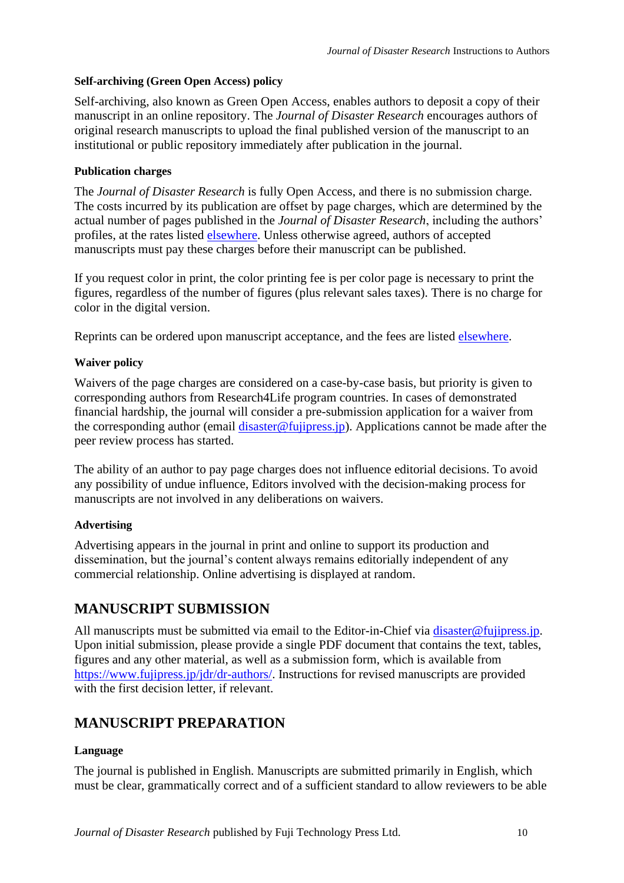#### Self-archiving (Green Open Access) policy

Self-archiving, also known as Green Open Access, enables authors to deposit a copy of their manuscript in an online repository. The *Journal of Disaster Research* encourages authors of original research manuscripts to upload the final published version of the manuscript to an institutional or public repository immediately after publication in the journal.

#### Publication charges

The *Journal of Disaster Research* is fully Open Access, and there is no submission charge. The costs incurred by its publication are offset by page charges, which are determined by the actual number of pages published in the *Journal of Disaster Research*, including the authors' profiles, at the rates listed elsewhere. Unless otherwise agreed, authors of accepted manuscripts must pay these charges before their manuscript can be published.

If you request color in print, the color printing fee is per color page is necessary to print the figures, regardless of the number of figures (plus relevant sales taxes). There is no charge for color in the digital version.

Reprints can be ordered upon manuscript acceptance, and the fees are listed elsewhere.

#### Waiver policy

Waivers of the page charges are considered on a case-by-case basis, but priority is given to corresponding authors from Research4Life program countries. In cases of demonstrated financial hardship, the journal will consider a pre-submission application for a waiver from the corresponding author (email disaster@fujipress.jp). Applications cannot be made after the peer review process has started.

The ability of an author to pay page charges does not influence editorial decisions. To avoid any possibility of undue influence, Editors involved with the decision-making process for manuscripts are not involved in any deliberations on waivers.

#### Advertising

Advertising appears in the journal in print and online to support its production and dissemination, but the journal's content always remains editorially independent of any commercial relationship. Online advertising is displayed at random.

## MANUSCRIPT SUBMISSION

All manuscripts must be submitted via email to the Editor-in-Chief via disaster@fujipress.jp. Upon initial submission, please provide a single PDF document that contains the text, tables, figures and any other material, as well as a submission form, which is available from https://www.fujipress.jp/jdr/dr-authors/. Instructions for revised manuscripts are provided with the first decision letter, if relevant.

## MANUSCRIPT PREPARATION

#### Language

The journal is published in English. Manuscripts are submitted primarily in English, which must be clear, grammatically correct and of a sufficient standard to allow reviewers to be able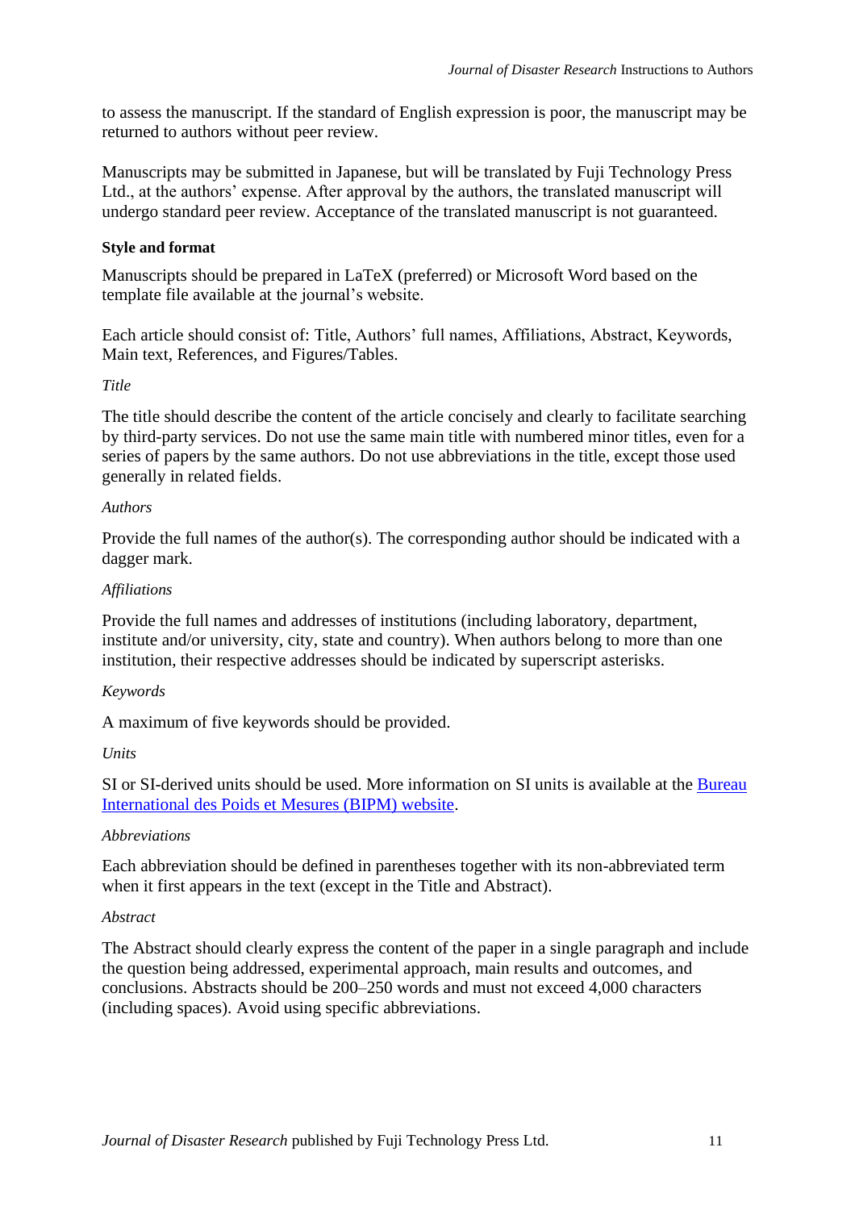to assess the manuscript. If the standard of English expression is poor, the manuscript may be returned to authors without peer review.

Manuscripts may be submitted in Japanese, but will be translated by Fuji Technology Press Ltd., at the authors' expense. After approval by the authors, the translated manuscript will undergo standard peer review. Acceptance of the translated manuscript is not guaranteed.

**Style and format**

Manuscripts should be prepared in LaTeX (preferred) or Microsoft Word based on the template file available at the journal's website.

Each article should consist of: Title, Authors' full names, Affiliations, Abstract, Keywords, Main text, References, and Figures/Tables.

*Title*

The title should describe the content of the article concisely and clearly to facilitate searching by third-party services. Do not use the same main title with numbered minor titles, even for a series of papers by the same authors. Do not use abbreviations in the title, except those used generally in related fields.

*Authors*

Provide the full names of the author(s). The corresponding author should be indicated with a dagger mark.

*Affiliations*

Provide the full names and addresses of institutions (including laboratory, department, institute and/or university, city, state and country). When authors belong to more than one institution, their respective addresses should be indicated by superscript asterisks.

*Keywords*

A maximum of five keywords should be provided.

*Units*

SI or SI-derived units should be used. More information on SI units is available at the [Bureau International des Poids et Mesures (BIPM) website](#).

*Abbreviations*

Each abbreviation should be defined in parentheses together with its non-abbreviated term when it first appears in the text (except in the Title and Abstract).

*Abstract*

The Abstract should clearly express the content of the paper in a single paragraph and include the question being addressed, experimental approach, main results and outcomes, and conclusions. Abstracts should be 200–250 words and must not exceed 4,000 characters (including spaces). Avoid using specific abbreviations.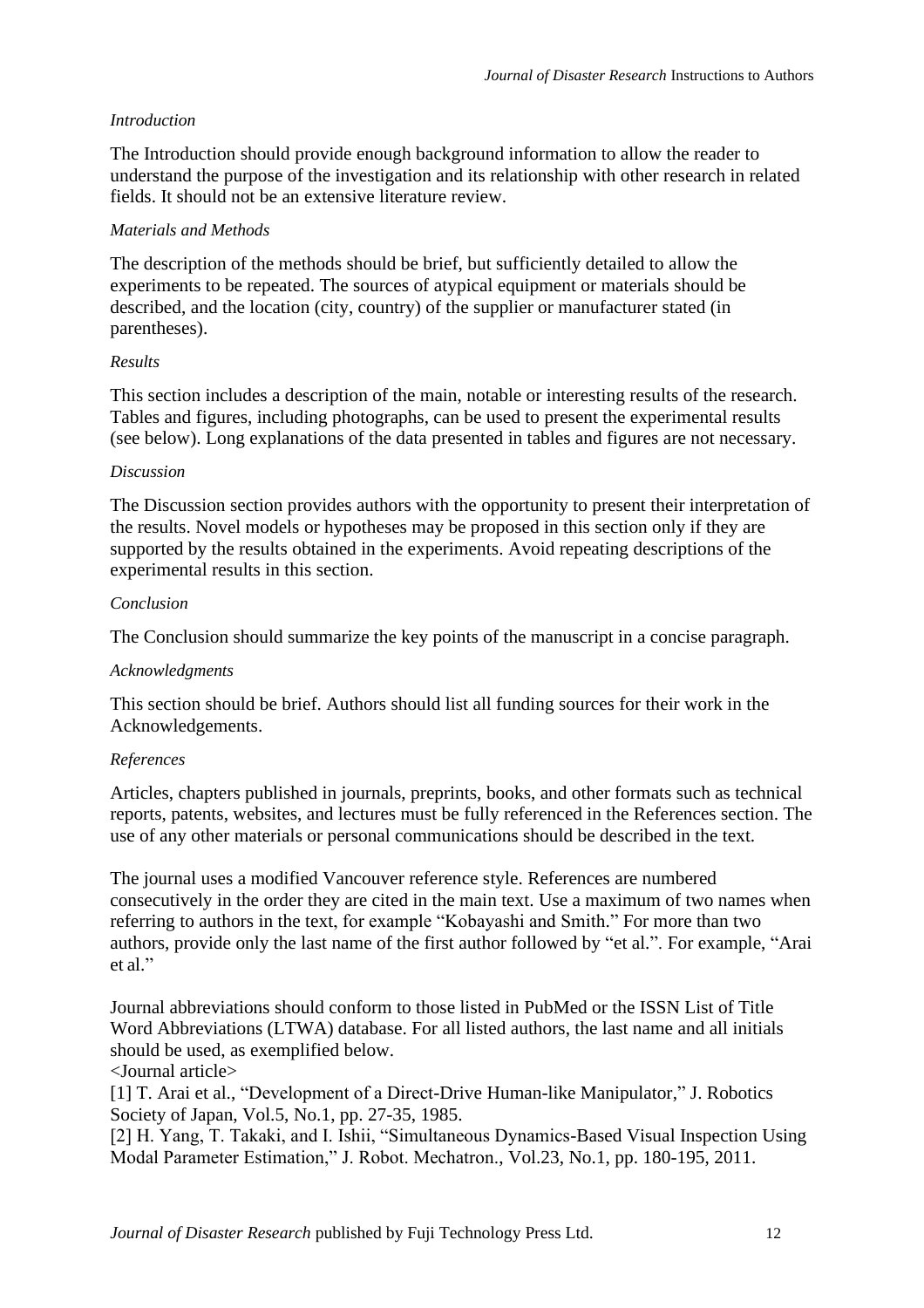*Introduction*

The Introduction should provide enough background information to allow the reader to understand the purpose of the investigation and its relationship with other research in related fields. It should not be an extensive literature review.

*Materials and Methods*

The description of the methods should be brief, but sufficiently detailed to allow the experiments to be repeated. The sources of atypical equipment or materials should be described, and the location (city, country) of the supplier or manufacturer stated (in parentheses).

*Results*

This section includes a description of the main, notable or interesting results of the research. Tables and figures, including photographs, can be used to present the experimental results (see below). Long explanations of the data presented in tables and figures are not necessary.

*Discussion*

The Discussion section provides authors with the opportunity to present their interpretation of the results. Novel models or hypotheses may be proposed in this section only if they are supported by the results obtained in the experiments. Avoid repeating descriptions of the experimental results in this section.

*Conclusion*

The Conclusion should summarize the key points of the manuscript in a concise paragraph.

*Acknowledgments*

This section should be brief. Authors should list all funding sources for their work in the Acknowledgements.

*References*

Articles, chapters published in journals, preprints, books, and other formats such as technical reports, patents, websites, and lectures must be fully referenced in the References section. The use of any other materials or personal communications should be described in the text.

The journal uses a modified Vancouver reference style. References are numbered consecutively in the order they are cited in the main text. Use a maximum of two names when referring to authors in the text, for example "Kobayashi and Smith." For more than two authors, provide only the last name of the first author followed by "et al.". For example, "Arai et al."

Journal abbreviations should conform to those listed in PubMed or the ISSN List of Title Word Abbreviations (LTWA) database. For all listed authors, the last name and all initials should be used, as exemplified below.

<Journal article>

[1] T. Arai et al., "Development of a Direct-Drive Human-like Manipulator," J. Robotics Society of Japan, Vol.5, No.1, pp. 27-35, 1985.

[2] H. Yang, T. Takaki, and I. Ishii, "Simultaneous Dynamics-Based Visual Inspection Using Modal Parameter Estimation," J. Robot. Mechatron., Vol.23, No.1, pp. 180-195, 2011.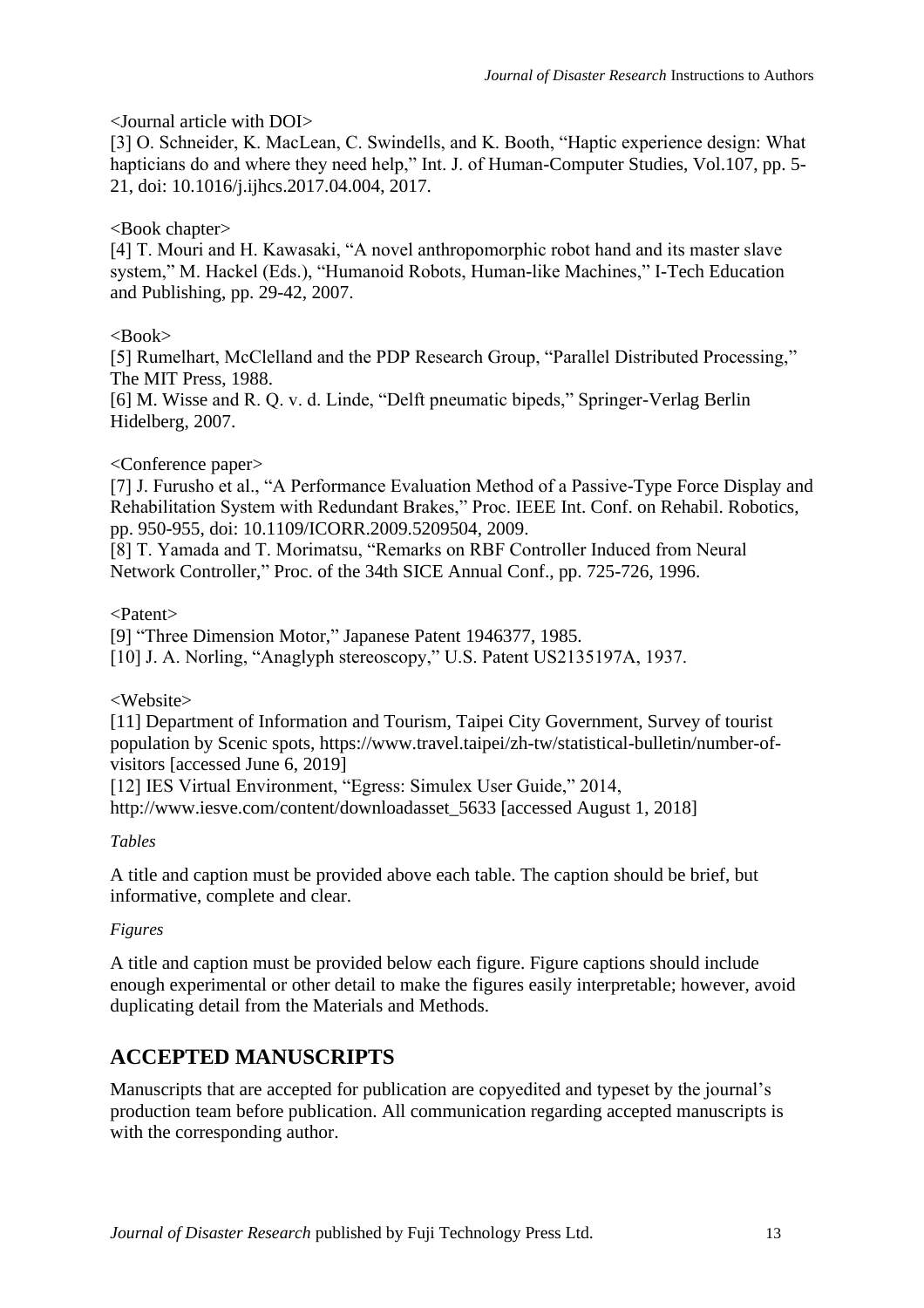<Journal article with DOI>

[3] O. Schneider, K. MacLean, C. Swindells, and K. Booth, "Haptic experience design: What hapticians do and where they need help," Int. J. of Human-Computer Studies, Vol.107, pp. 5-21, doi: 10.1016/j.ijhcs.2017.04.004, 2017.

<Book chapter>

[4] T. Mouri and H. Kawasaki, "A novel anthropomorphic robot hand and its master slave system," M. Hackel (Eds.), "Humanoid Robots, Human-like Machines," I-Tech Education and Publishing, pp. 29-42, 2007.

<Book>

[5] Rumelhart, McClelland and the PDP Research Group, "Parallel Distributed Processing," The MIT Press, 1988.

[6] M. Wisse and R. Q. v. d. Linde, "Delft pneumatic bipeds," Springer-Verlag Berlin Hidelberg, 2007.

<Conference paper>

[7] J. Furusho et al., "A Performance Evaluation Method of a Passive-Type Force Display and Rehabilitation System with Redundant Brakes," Proc. IEEE Int. Conf. on Rehabil. Robotics, pp. 950-955, doi: 10.1109/ICORR.2009.5209504, 2009.

[8] T. Yamada and T. Morimatsu, "Remarks on RBF Controller Induced from Neural Network Controller," Proc. of the 34th SICE Annual Conf., pp. 725-726, 1996.

<Patent>

[9] "Three Dimension Motor," Japanese Patent 1946377, 1985.

[10] J. A. Norling, "Anaglyph stereoscopy," U.S. Patent US2135197A, 1937.

<Website>

[11] Department of Information and Tourism, Taipei City Government, Survey of tourist population by Scenic spots, https://www.travel.taipei/zh-tw/statistical-bulletin/number-of-visitors [accessed June 6, 2019]

[12] IES Virtual Environment, "Egress: Simulex User Guide," 2014, http://www.iesve.com/content/downloadasset_5633 [accessed August 1, 2018]

*Tables*

A title and caption must be provided above each table. The caption should be brief, but informative, complete and clear.

*Figures*

A title and caption must be provided below each figure. Figure captions should include enough experimental or other detail to make the figures easily interpretable; however, avoid duplicating detail from the Materials and Methods.

## ACCEPTED MANUSCRIPTS

Manuscripts that are accepted for publication are copyedited and typeset by the journal's production team before publication. All communication regarding accepted manuscripts is with the corresponding author.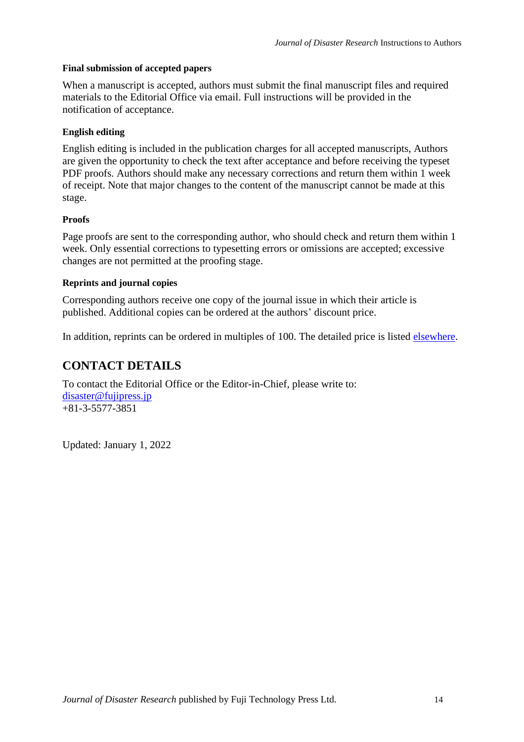**Final submission of accepted papers**

When a manuscript is accepted, authors must submit the final manuscript files and required materials to the Editorial Office via email. Full instructions will be provided in the notification of acceptance.

**English editing**

English editing is included in the publication charges for all accepted manuscripts, Authors are given the opportunity to check the text after acceptance and before receiving the typeset PDF proofs. Authors should make any necessary corrections and return them within 1 week of receipt. Note that major changes to the content of the manuscript cannot be made at this stage.

**Proofs**

Page proofs are sent to the corresponding author, who should check and return them within 1 week. Only essential corrections to typesetting errors or omissions are accepted; excessive changes are not permitted at the proofing stage.

**Reprints and journal copies**

Corresponding authors receive one copy of the journal issue in which their article is published. Additional copies can be ordered at the authors' discount price.

In addition, reprints can be ordered in multiples of 100. The detailed price is listed elsewhere.

## CONTACT DETAILS

To contact the Editorial Office or the Editor-in-Chief, please write to:
disaster@fujipress.jp
+81-3-5577-3851

Updated: January 1, 2022